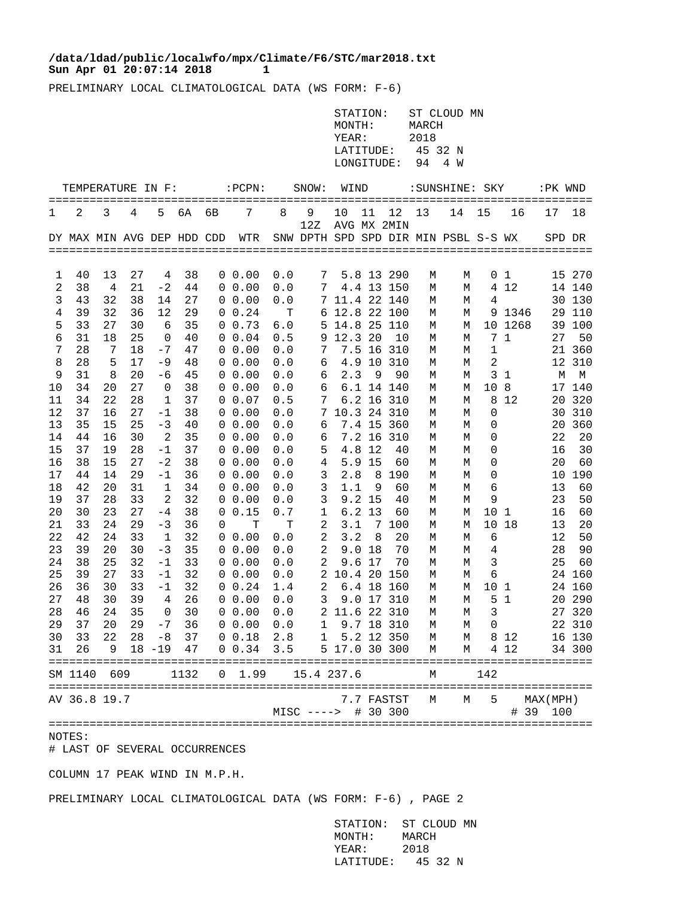PRELIMINARY LOCAL CLIMATOLOGICAL DATA (WS FORM: F-6)

STATION: ST CLOUD MN
MONTH: MARCH
YEAR: 2018
LATITUDE: 45 32 N
LONGITUDE: 94 4 W

| TEMPERATURE IN F: | | | | | | | :PCPN: | SNOW: | | WIND | | | :SUNSHINE: | | SKY | | :PK WND | |
|---|---|---|---|---|---|---|---|---|---|---|---|---|---|---|---|---|---|---|
| 1 | 2 | 3 | 4 | 5 | 6A | 6B | 7 | 8 | 9 12Z | 10 AVG | 11 MX | 12 2MIN | 13 | 14 | 15 | 16 | 17 | 18 |
| DY | MAX | MIN | AVG | DEP | HDD | CDD | WTR | SNW | DPTH | SPD | SPD | DIR | MIN | PSBL | S-S | WX | SPD | DR |
| 1 | 40 | 13 | 27 | 4 | 38 | 0 | 0.00 | 0.0 | 7 | 5.8 | 13 | 290 | M | M | 0 | 1 | 15 | 270 |
| 2 | 38 | 4 | 21 | -2 | 44 | 0 | 0.00 | 0.0 | 7 | 4.4 | 13 | 150 | M | M | 4 | 12 | 14 | 140 |
| 3 | 43 | 32 | 38 | 14 | 27 | 0 | 0.00 | 0.0 | 7 | 11.4 | 22 | 140 | M | M | 4 | | 30 | 130 |
| 4 | 39 | 32 | 36 | 12 | 29 | 0 | 0.24 | T | 6 | 12.8 | 22 | 100 | M | M | 9 | 1346 | 29 | 110 |
| 5 | 33 | 27 | 30 | 6 | 35 | 0 | 0.73 | 6.0 | 5 | 14.8 | 25 | 110 | M | M | 10 | 1268 | 39 | 100 |
| 6 | 31 | 18 | 25 | 0 | 40 | 0 | 0.04 | 0.5 | 9 | 12.3 | 20 | 10 | M | M | 7 | 1 | 27 | 50 |
| 7 | 28 | 7 | 18 | -7 | 47 | 0 | 0.00 | 0.0 | 7 | 7.5 | 16 | 310 | M | M | 1 | | 21 | 360 |
| 8 | 28 | 5 | 17 | -9 | 48 | 0 | 0.00 | 0.0 | 6 | 4.9 | 10 | 310 | M | M | 2 | | 12 | 310 |
| 9 | 31 | 8 | 20 | -6 | 45 | 0 | 0.00 | 0.0 | 6 | 2.3 | 9 | 90 | M | M | 3 | 1 | M | M |
| 10 | 34 | 20 | 27 | 0 | 38 | 0 | 0.00 | 0.0 | 6 | 6.1 | 14 | 140 | M | M | 10 | 8 | 17 | 140 |
| 11 | 34 | 22 | 28 | 1 | 37 | 0 | 0.07 | 0.5 | 7 | 6.2 | 16 | 310 | M | M | 8 | 12 | 20 | 320 |
| 12 | 37 | 16 | 27 | -1 | 38 | 0 | 0.00 | 0.0 | 7 | 10.3 | 24 | 310 | M | M | 0 | | 30 | 310 |
| 13 | 35 | 15 | 25 | -3 | 40 | 0 | 0.00 | 0.0 | 6 | 7.4 | 15 | 360 | M | M | 0 | | 20 | 360 |
| 14 | 44 | 16 | 30 | 2 | 35 | 0 | 0.00 | 0.0 | 6 | 7.2 | 16 | 310 | M | M | 0 | | 22 | 20 |
| 15 | 37 | 19 | 28 | -1 | 37 | 0 | 0.00 | 0.0 | 5 | 4.8 | 12 | 40 | M | M | 0 | | 16 | 30 |
| 16 | 38 | 15 | 27 | -2 | 38 | 0 | 0.00 | 0.0 | 4 | 5.9 | 15 | 60 | M | M | 0 | | 20 | 60 |
| 17 | 44 | 14 | 29 | -1 | 36 | 0 | 0.00 | 0.0 | 3 | 2.8 | 8 | 190 | M | M | 0 | | 10 | 190 |
| 18 | 42 | 20 | 31 | 1 | 34 | 0 | 0.00 | 0.0 | 3 | 1.1 | 9 | 60 | M | M | 6 | | 13 | 60 |
| 19 | 37 | 28 | 33 | 2 | 32 | 0 | 0.00 | 0.0 | 3 | 9.2 | 15 | 40 | M | M | 9 | | 23 | 50 |
| 20 | 30 | 23 | 27 | -4 | 38 | 0 | 0.15 | 0.7 | 1 | 6.2 | 13 | 60 | M | M | 10 | 1 | 16 | 60 |
| 21 | 33 | 24 | 29 | -3 | 36 | 0 | T | T | 2 | 3.1 | 7 | 100 | M | M | 10 | 18 | 13 | 20 |
| 22 | 42 | 24 | 33 | 1 | 32 | 0 | 0.00 | 0.0 | 2 | 3.2 | 8 | 20 | M | M | 6 | | 12 | 50 |
| 23 | 39 | 20 | 30 | -3 | 35 | 0 | 0.00 | 0.0 | 2 | 9.0 | 18 | 70 | M | M | 4 | | 28 | 90 |
| 24 | 38 | 25 | 32 | -1 | 33 | 0 | 0.00 | 0.0 | 2 | 9.6 | 17 | 70 | M | M | 3 | | 25 | 60 |
| 25 | 39 | 27 | 33 | -1 | 32 | 0 | 0.00 | 0.0 | 2 | 10.4 | 20 | 150 | M | M | 6 | | 24 | 160 |
| 26 | 36 | 30 | 33 | -1 | 32 | 0 | 0.24 | 1.4 | 2 | 6.4 | 18 | 160 | M | M | 10 | 1 | 24 | 160 |
| 27 | 48 | 30 | 39 | 4 | 26 | 0 | 0.00 | 0.0 | 3 | 9.0 | 17 | 310 | M | M | 5 | 1 | 20 | 290 |
| 28 | 46 | 24 | 35 | 0 | 30 | 0 | 0.00 | 0.0 | 2 | 11.6 | 22 | 310 | M | M | 3 | | 27 | 320 |
| 29 | 37 | 20 | 29 | -7 | 36 | 0 | 0.00 | 0.0 | 1 | 9.7 | 18 | 310 | M | M | 0 | | 22 | 310 |
| 30 | 33 | 22 | 28 | -8 | 37 | 0 | 0.18 | 2.8 | 1 | 5.2 | 12 | 350 | M | M | 8 | 12 | 16 | 130 |
| 31 | 26 | 9 | 18 | -19 | 47 | 0 | 0.34 | 3.5 | 5 | 17.0 | 30 | 300 | M | M | 4 | 12 | 34 | 300 |
| SM | 1140 | 609 | | | 1132 | 0 | 1.99 | 15.4 | | 237.6 | | | M | | 142 | | | |
| AV | 36.8 | 19.7 | | | | | | | | 7.7 | FASTST | | M | M | 5 | MAX(MPH) | | |
| | | | | | | | | MISC ----> | | | # 30 | 300 | | | | # 39 | 100 | |

NOTES:
# LAST OF SEVERAL OCCURRENCES

COLUMN 17 PEAK WIND IN M.P.H.

PRELIMINARY LOCAL CLIMATOLOGICAL DATA (WS FORM: F-6) , PAGE 2

STATION: ST CLOUD MN
MONTH: MARCH
YEAR: 2018
LATITUDE: 45 32 N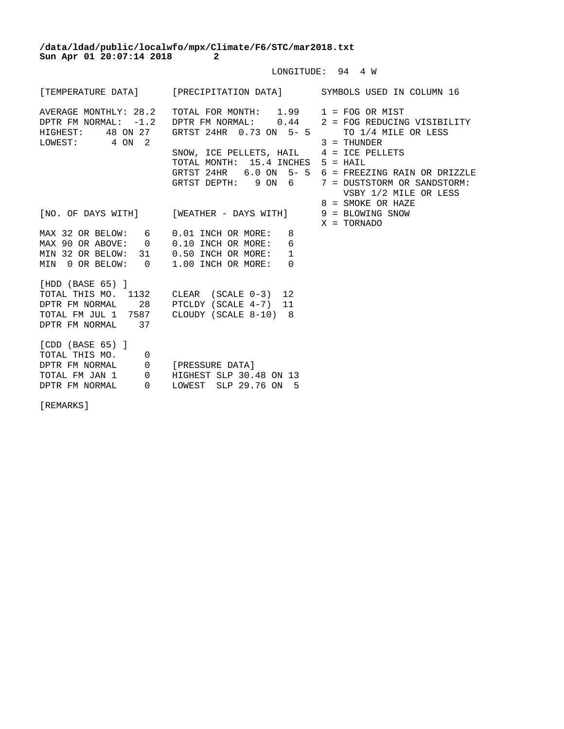```
/data/ldad/public/localwfo/mpx/Climate/F6/STC/mar2018.txt
Sun Apr 01 20:07:14 2018        2

                                          LONGITUDE:  94  4 W

[TEMPERATURE DATA]      [PRECIPITATION DATA]       SYMBOLS USED IN COLUMN 16

AVERAGE MONTHLY: 28.2   TOTAL FOR MONTH:   1.99    1 = FOG OR MIST
DPTR FM NORMAL:  -1.2   DPTR FM NORMAL:    0.44    2 = FOG REDUCING VISIBILITY
HIGHEST:    48 ON 27    GRTST 24HR  0.73 ON  5- 5      TO 1/4 MILE OR LESS
LOWEST:      4 ON  2                               3 = THUNDER
                        SNOW, ICE PELLETS, HAIL    4 = ICE PELLETS
                        TOTAL MONTH:  15.4 INCHES  5 = HAIL
                        GRTST 24HR   6.0 ON  5- 5  6 = FREEZING RAIN OR DRIZZLE
                        GRTST DEPTH:   9 ON  6     7 = DUSTSTORM OR SANDSTORM:
                                                       VSBY 1/2 MILE OR LESS
                                                   8 = SMOKE OR HAZE
[NO. OF DAYS WITH]      [WEATHER - DAYS WITH]      9 = BLOWING SNOW
                                                   X = TORNADO
MAX 32 OR BELOW:   6    0.01 INCH OR MORE:   8
MAX 90 OR ABOVE:   0    0.10 INCH OR MORE:   6
MIN 32 OR BELOW:  31    0.50 INCH OR MORE:   1
MIN  0 OR BELOW:   0    1.00 INCH OR MORE:   0

[HDD (BASE 65) ]
TOTAL THIS MO.  1132    CLEAR  (SCALE 0-3)  12
DPTR FM NORMAL    28    PTCLDY (SCALE 4-7)  11
TOTAL FM JUL 1  7587    CLOUDY (SCALE 8-10)  8
DPTR FM NORMAL    37

[CDD (BASE 65) ]
TOTAL THIS MO.     0
DPTR FM NORMAL     0    [PRESSURE DATA]
TOTAL FM JAN 1     0    HIGHEST SLP 30.48 ON 13
DPTR FM NORMAL     0    LOWEST  SLP 29.76 ON  5

[REMARKS]
```